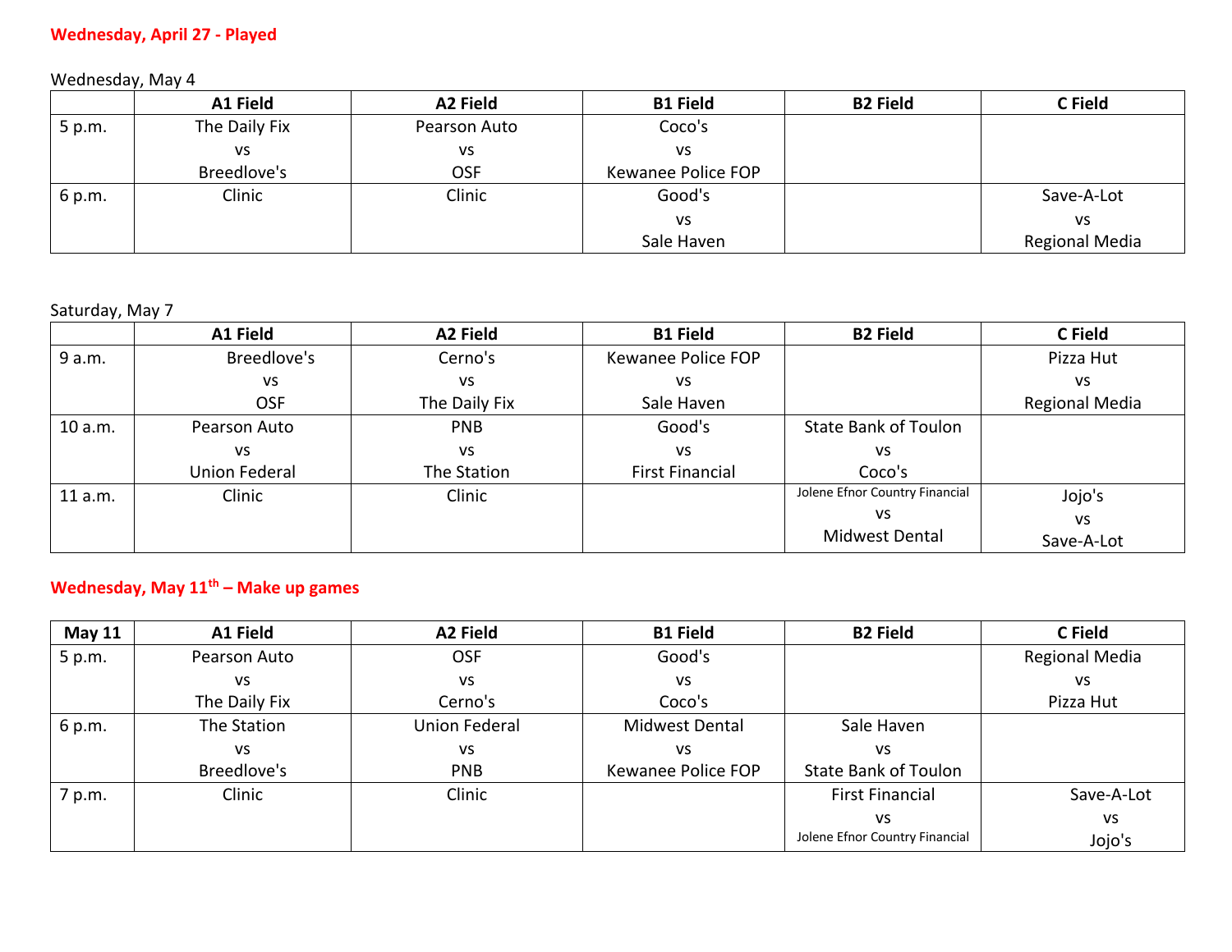**Wednesday, April 27 - Played**

Wednesday, May 4

| | A1 Field | A2 Field | B1 Field | B2 Field | C Field |
|---|---|---|---|---|---|
| 5 p.m. | The Daily Fix vs Breedlove's | Pearson Auto vs OSF | Coco's vs Kewanee Police FOP | | |
| 6 p.m. | Clinic | Clinic | Good's vs Sale Haven | | Save-A-Lot vs Regional Media |

Saturday, May 7

| | A1 Field | A2 Field | B1 Field | B2 Field | C Field |
|---|---|---|---|---|---|
| 9 a.m. | Breedlove's vs OSF | Cerno's vs The Daily Fix | Kewanee Police FOP vs Sale Haven | | Pizza Hut vs Regional Media |
| 10 a.m. | Pearson Auto vs Union Federal | PNB vs The Station | Good's vs First Financial | State Bank of Toulon vs Coco's | |
| 11 a.m. | Clinic | Clinic | | Jolene Efnor Country Financial vs Midwest Dental | Jojo's vs Save-A-Lot |

**Wednesday, May 11th – Make up games**

| May 11 | A1 Field | A2 Field | B1 Field | B2 Field | C Field |
|---|---|---|---|---|---|
| 5 p.m. | Pearson Auto vs The Daily Fix | OSF vs Cerno's | Good's vs Coco's | | Regional Media vs Pizza Hut |
| 6 p.m. | The Station vs Breedlove's | Union Federal vs PNB | Midwest Dental vs Kewanee Police FOP | Sale Haven vs State Bank of Toulon | |
| 7 p.m. | Clinic | Clinic | | First Financial vs Jolene Efnor Country Financial | Save-A-Lot vs Jojo's |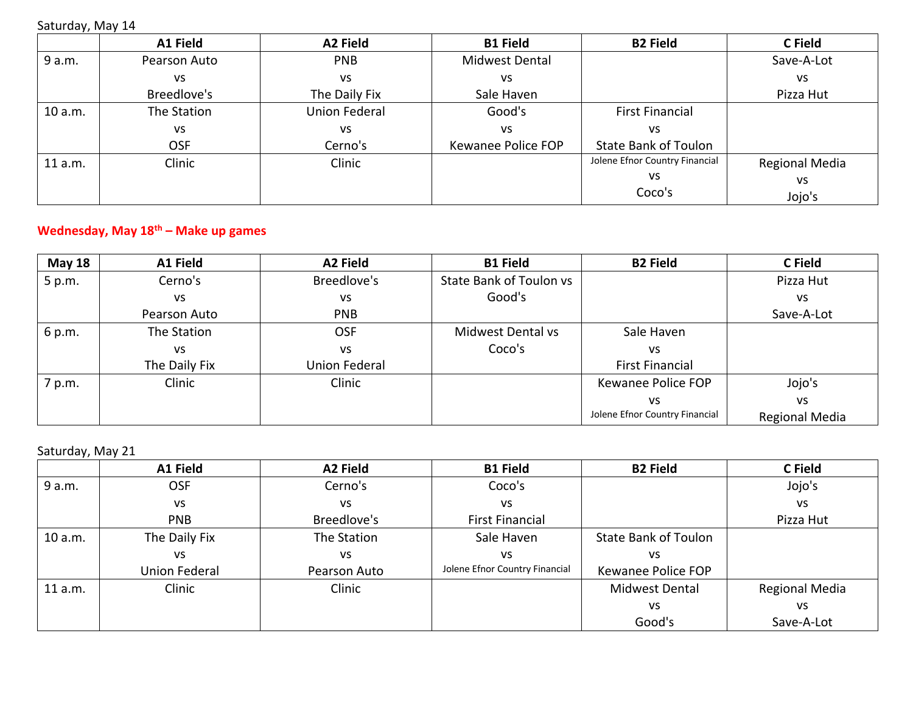Saturday, May 14

| | A1 Field | A2 Field | B1 Field | B2 Field | C Field |
|---|---|---|---|---|---|
| 9 a.m. | Pearson Auto vs Breedlove's | PNB vs The Daily Fix | Midwest Dental vs Sale Haven | | Save-A-Lot vs Pizza Hut |
| 10 a.m. | The Station vs OSF | Union Federal vs Cerno's | Good's vs Kewanee Police FOP | First Financial vs State Bank of Toulon | |
| 11 a.m. | Clinic | Clinic | | Jolene Efnor Country Financial vs Coco's | Regional Media vs Jojo's |

**Wednesday, May 18th – Make up games**

| May 18 | A1 Field | A2 Field | B1 Field | B2 Field | C Field |
|---|---|---|---|---|---|
| 5 p.m. | Cerno's vs Pearson Auto | Breedlove's vs PNB | State Bank of Toulon vs Good's | | Pizza Hut vs Save-A-Lot |
| 6 p.m. | The Station vs The Daily Fix | OSF vs Union Federal | Midwest Dental vs Coco's | Sale Haven vs First Financial | |
| 7 p.m. | Clinic | Clinic | | Kewanee Police FOP vs Jolene Efnor Country Financial | Jojo's vs Regional Media |

Saturday, May 21

| | A1 Field | A2 Field | B1 Field | B2 Field | C Field |
|---|---|---|---|---|---|
| 9 a.m. | OSF vs PNB | Cerno's vs Breedlove's | Coco's vs First Financial | | Jojo's vs Pizza Hut |
| 10 a.m. | The Daily Fix vs Union Federal | The Station vs Pearson Auto | Sale Haven vs Jolene Efnor Country Financial | State Bank of Toulon vs Kewanee Police FOP | |
| 11 a.m. | Clinic | Clinic | | Midwest Dental vs Good's | Regional Media vs Save-A-Lot |